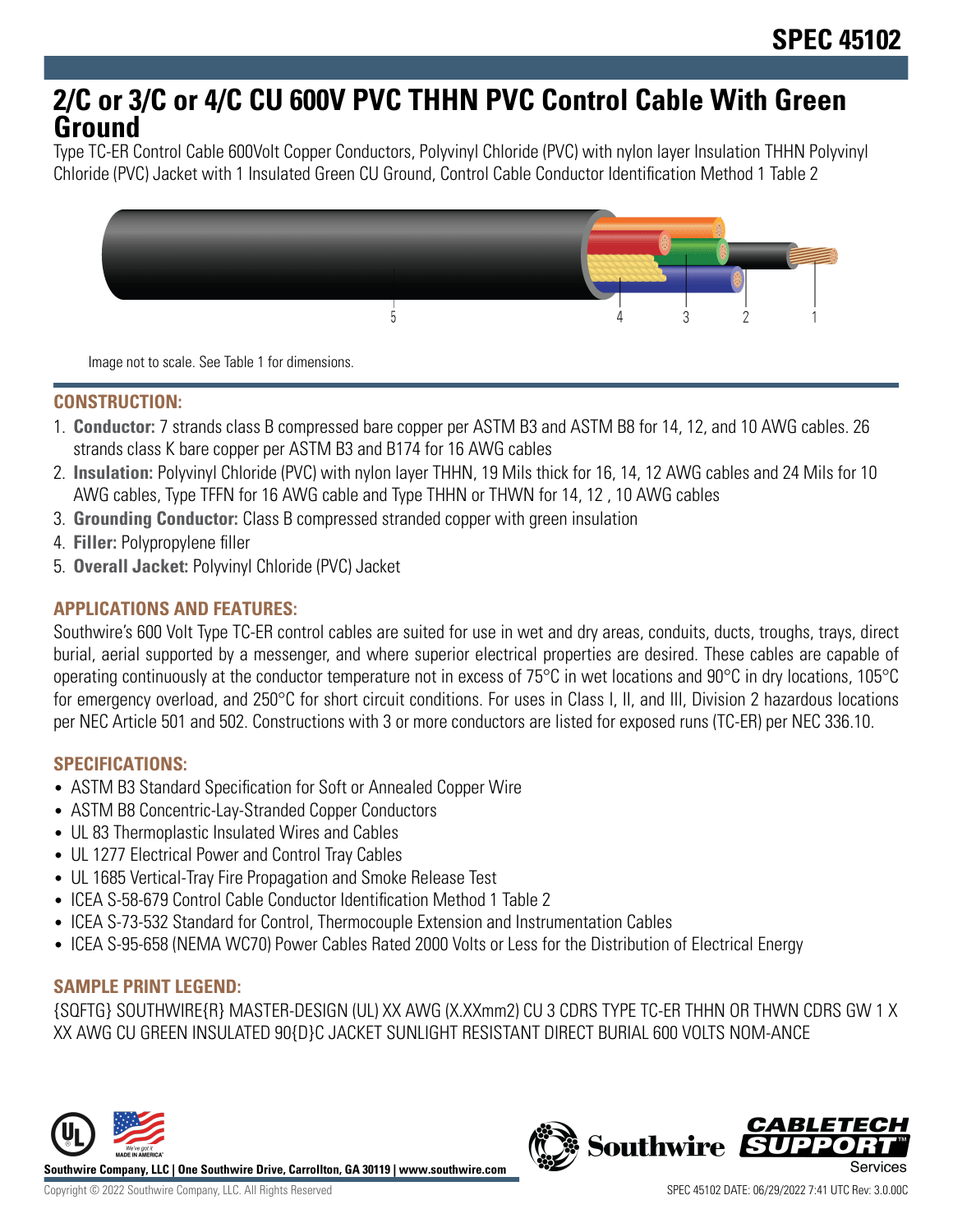# SPEC 45102

## 2/C or 3/C or 4/C CU 600V PVC THHN PVC Control Cable With Green Ground

Type TC-ER Control Cable 600Volt Copper Conductors, Polyvinyl Chloride (PVC) with nylon layer Insulation THHN Polyvinyl Chloride (PVC) Jacket with 1 Insulated Green CU Ground, Control Cable Conductor Identification Method 1 Table 2

Image not to scale. See Table 1 for dimensions.

### CONSTRUCTION:

1. **Conductor:** 7 strands class B compressed bare copper per ASTM B3 and ASTM B8 for 14, 12, and 10 AWG cables. 26 strands class K bare copper per ASTM B3 and B174 for 16 AWG cables
2. **Insulation:** Polyvinyl Chloride (PVC) with nylon layer THHN, 19 Mils thick for 16, 14, 12 AWG cables and 24 Mils for 10 AWG cables, Type TFFN for 16 AWG cable and Type THHN or THWN for 14, 12 , 10 AWG cables
3. **Grounding Conductor:** Class B compressed stranded copper with green insulation
4. **Filler:** Polypropylene filler
5. **Overall Jacket:** Polyvinyl Chloride (PVC) Jacket

### APPLICATIONS AND FEATURES:

Southwire's 600 Volt Type TC-ER control cables are suited for use in wet and dry areas, conduits, ducts, troughs, trays, direct burial, aerial supported by a messenger, and where superior electrical properties are desired. These cables are capable of operating continuously at the conductor temperature not in excess of 75°C in wet locations and 90°C in dry locations, 105°C for emergency overload, and 250°C for short circuit conditions. For uses in Class I, II, and III, Division 2 hazardous locations per NEC Article 501 and 502. Constructions with 3 or more conductors are listed for exposed runs (TC-ER) per NEC 336.10.

### SPECIFICATIONS:

- ASTM B3 Standard Specification for Soft or Annealed Copper Wire
- ASTM B8 Concentric-Lay-Stranded Copper Conductors
- UL 83 Thermoplastic Insulated Wires and Cables
- UL 1277 Electrical Power and Control Tray Cables
- UL 1685 Vertical-Tray Fire Propagation and Smoke Release Test
- ICEA S-58-679 Control Cable Conductor Identification Method 1 Table 2
- ICEA S-73-532 Standard for Control, Thermocouple Extension and Instrumentation Cables
- ICEA S-95-658 (NEMA WC70) Power Cables Rated 2000 Volts or Less for the Distribution of Electrical Energy

### SAMPLE PRINT LEGEND:

{SQFTG} SOUTHWIRE{R} MASTER-DESIGN (UL) XX AWG (X.XXmm2) CU 3 CDRS TYPE TC-ER THHN OR THWN CDRS GW 1 X XX AWG CU GREEN INSULATED 90{D}C JACKET SUNLIGHT RESISTANT DIRECT BURIAL 600 VOLTS NOM-ANCE

Southwire Company, LLC | One Southwire Drive, Carrollton, GA 30119 | www.southwire.com

Copyright © 2022 Southwire Company, LLC. All Rights Reserved

SPEC 45102 DATE: 06/29/2022 7:41 UTC Rev: 3.0.00C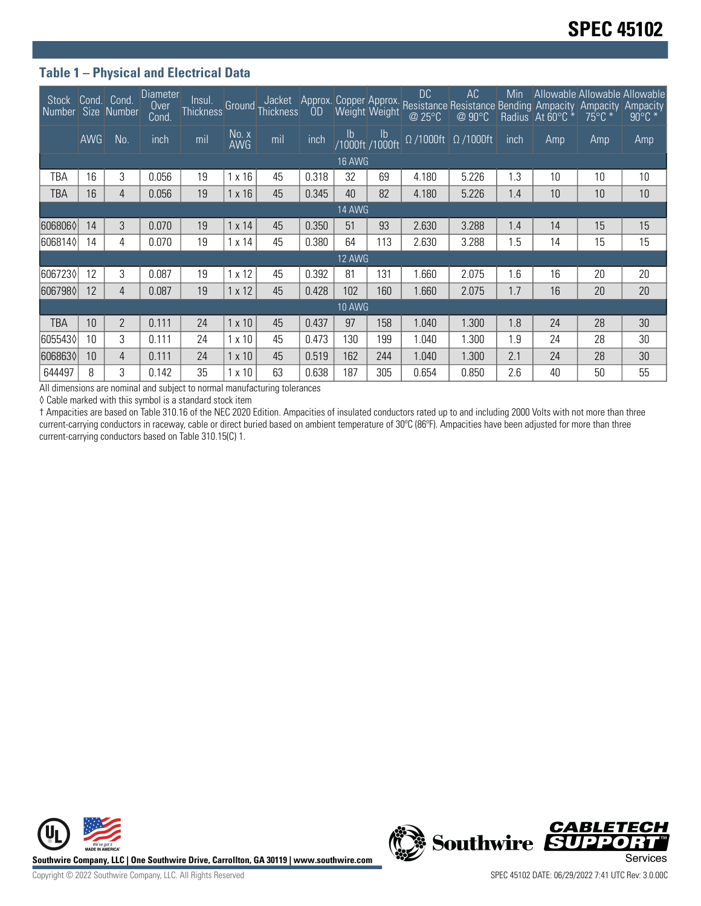## Table 1 – Physical and Electrical Data

| Stock Number | Cond. Size | Cond. Number | Diameter Over Cond. | Insul. Thickness | Ground | Jacket Thickness | Approx. OD | Copper Weight | Approx. Weight | DC Resistance @ 25°C | AC Resistance @ 90°C | Min Bending Radius | Allowable Ampacity At 60°C * | Allowable Ampacity 75°C * | Allowable Ampacity 90°C * |
|---|---|---|---|---|---|---|---|---|---|---|---|---|---|---|---|
| | AWG | No. | inch | mil | No. x AWG | mil | inch | lb /1000ft | lb /1000ft | Ω /1000ft | Ω /1000ft | inch | Amp | Amp | Amp |
| 16 AWG | | | | | | | | | | | | | | | |
| TBA | 16 | 3 | 0.056 | 19 | 1 x 16 | 45 | 0.318 | 32 | 69 | 4.180 | 5.226 | 1.3 | 10 | 10 | 10 |
| TBA | 16 | 4 | 0.056 | 19 | 1 x 16 | 45 | 0.345 | 40 | 82 | 4.180 | 5.226 | 1.4 | 10 | 10 | 10 |
| 14 AWG | | | | | | | | | | | | | | | |
| 606806◊ | 14 | 3 | 0.070 | 19 | 1 x 14 | 45 | 0.350 | 51 | 93 | 2.630 | 3.288 | 1.4 | 14 | 15 | 15 |
| 606814◊ | 14 | 4 | 0.070 | 19 | 1 x 14 | 45 | 0.380 | 64 | 113 | 2.630 | 3.288 | 1.5 | 14 | 15 | 15 |
| 12 AWG | | | | | | | | | | | | | | | |
| 606723◊ | 12 | 3 | 0.087 | 19 | 1 x 12 | 45 | 0.392 | 81 | 131 | 1.660 | 2.075 | 1.6 | 16 | 20 | 20 |
| 606798◊ | 12 | 4 | 0.087 | 19 | 1 x 12 | 45 | 0.428 | 102 | 160 | 1.660 | 2.075 | 1.7 | 16 | 20 | 20 |
| 10 AWG | | | | | | | | | | | | | | | |
| TBA | 10 | 2 | 0.111 | 24 | 1 x 10 | 45 | 0.437 | 97 | 158 | 1.040 | 1.300 | 1.8 | 24 | 28 | 30 |
| 605543◊ | 10 | 3 | 0.111 | 24 | 1 x 10 | 45 | 0.473 | 130 | 199 | 1.040 | 1.300 | 1.9 | 24 | 28 | 30 |
| 606863◊ | 10 | 4 | 0.111 | 24 | 1 x 10 | 45 | 0.519 | 162 | 244 | 1.040 | 1.300 | 2.1 | 24 | 28 | 30 |
| 644497 | 8 | 3 | 0.142 | 35 | 1 x 10 | 63 | 0.638 | 187 | 305 | 0.654 | 0.850 | 2.6 | 40 | 50 | 55 |

All dimensions are nominal and subject to normal manufacturing tolerances

◊ Cable marked with this symbol is a standard stock item

† Ampacities are based on Table 310.16 of the NEC 2020 Edition. Ampacities of insulated conductors rated up to and including 2000 Volts with not more than three current-carrying conductors in raceway, cable or direct buried based on ambient temperature of 30ºC (86ºF). Ampacities have been adjusted for more than three current-carrying conductors based on Table 310.15(C) 1.